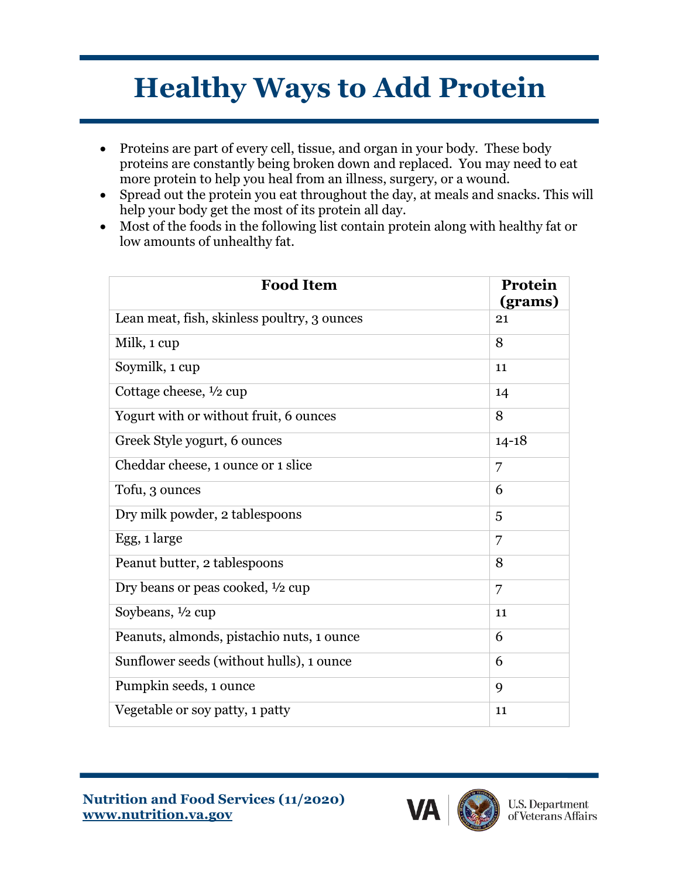# Healthy Ways to Add Protein

- Proteins are part of every cell, tissue, and organ in your body. These body proteins are constantly being broken down and replaced. You may need to eat more protein to help you heal from an illness, surgery, or a wound.
- Spread out the protein you eat throughout the day, at meals and snacks. This will help your body get the most of its protein all day.
- Most of the foods in the following list contain protein along with healthy fat or low amounts of unhealthy fat.

| Food Item | Protein (grams) |
|---|---|
| Lean meat, fish, skinless poultry, 3 ounces | 21 |
| Milk, 1 cup | 8 |
| Soymilk, 1 cup | 11 |
| Cottage cheese, ½ cup | 14 |
| Yogurt with or without fruit, 6 ounces | 8 |
| Greek Style yogurt, 6 ounces | 14-18 |
| Cheddar cheese, 1 ounce or 1 slice | 7 |
| Tofu, 3 ounces | 6 |
| Dry milk powder, 2 tablespoons | 5 |
| Egg, 1 large | 7 |
| Peanut butter, 2 tablespoons | 8 |
| Dry beans or peas cooked, ½ cup | 7 |
| Soybeans, ½ cup | 11 |
| Peanuts, almonds, pistachio nuts, 1 ounce | 6 |
| Sunflower seeds (without hulls), 1 ounce | 6 |
| Pumpkin seeds, 1 ounce | 9 |
| Vegetable or soy patty, 1 patty | 11 |

**Nutrition and Food Services (11/2020)**
**www.nutrition.va.gov**

VA | U.S. Department of Veterans Affairs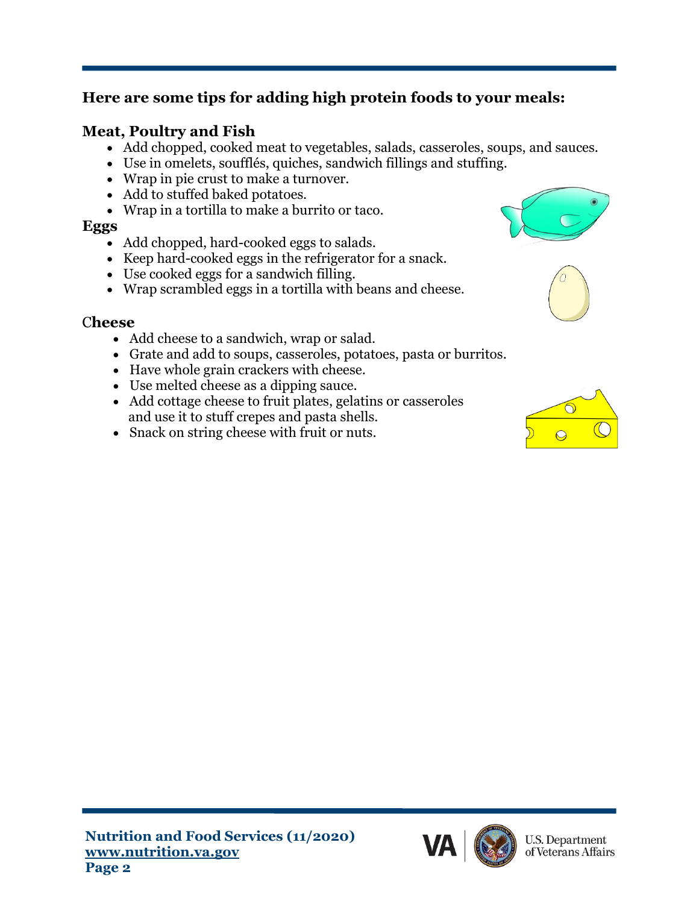## Here are some tips for adding high protein foods to your meals:

### Meat, Poultry and Fish

- Add chopped, cooked meat to vegetables, salads, casseroles, soups, and sauces.
- Use in omelets, soufflés, quiches, sandwich fillings and stuffing.
- Wrap in pie crust to make a turnover.
- Add to stuffed baked potatoes.
- Wrap in a tortilla to make a burrito or taco.

### Eggs

- Add chopped, hard-cooked eggs to salads.
- Keep hard-cooked eggs in the refrigerator for a snack.
- Use cooked eggs for a sandwich filling.
- Wrap scrambled eggs in a tortilla with beans and cheese.

### Cheese

- Add cheese to a sandwich, wrap or salad.
- Grate and add to soups, casseroles, potatoes, pasta or burritos.
- Have whole grain crackers with cheese.
- Use melted cheese as a dipping sauce.
- Add cottage cheese to fruit plates, gelatins or casseroles and use it to stuff crepes and pasta shells.
- Snack on string cheese with fruit or nuts.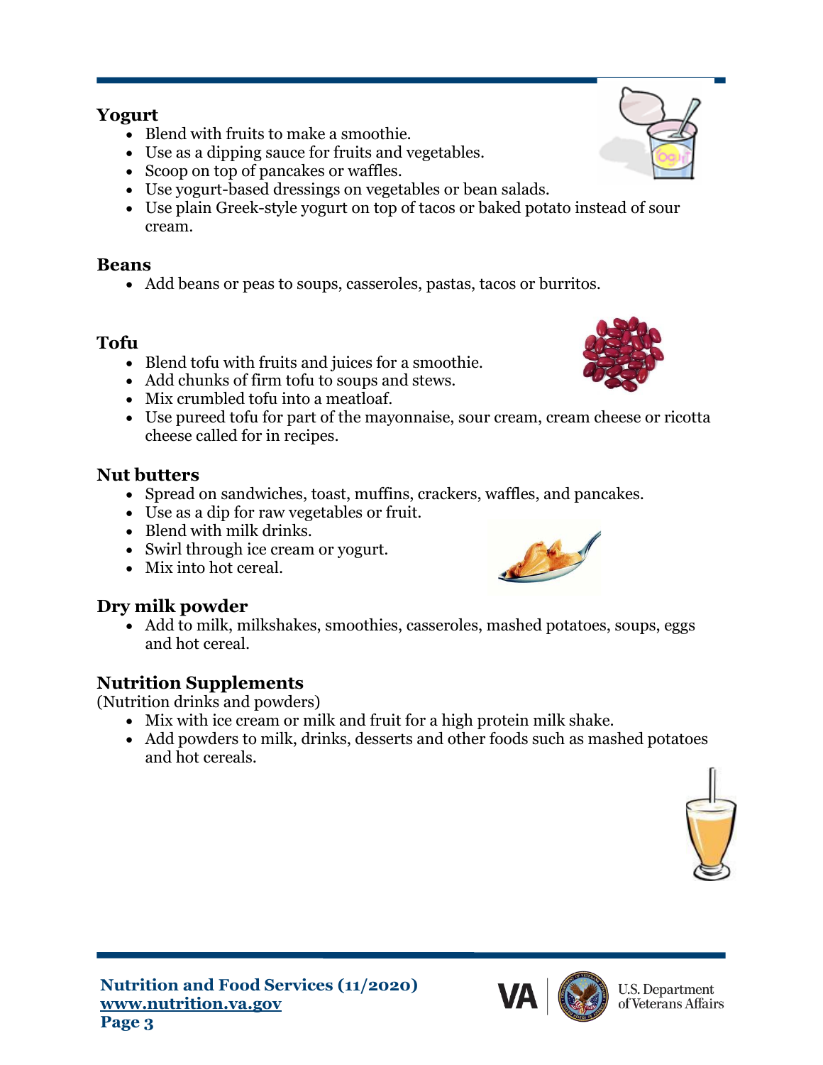### Yogurt

- Blend with fruits to make a smoothie.
- Use as a dipping sauce for fruits and vegetables.
- Scoop on top of pancakes or waffles.
- Use yogurt-based dressings on vegetables or bean salads.
- Use plain Greek-style yogurt on top of tacos or baked potato instead of sour cream.

### Beans

- Add beans or peas to soups, casseroles, pastas, tacos or burritos.

### Tofu

- Blend tofu with fruits and juices for a smoothie.
- Add chunks of firm tofu to soups and stews.
- Mix crumbled tofu into a meatloaf.
- Use pureed tofu for part of the mayonnaise, sour cream, cream cheese or ricotta cheese called for in recipes.

### Nut butters

- Spread on sandwiches, toast, muffins, crackers, waffles, and pancakes.
- Use as a dip for raw vegetables or fruit.
- Blend with milk drinks.
- Swirl through ice cream or yogurt.
- Mix into hot cereal.

### Dry milk powder

- Add to milk, milkshakes, smoothies, casseroles, mashed potatoes, soups, eggs and hot cereal.

### Nutrition Supplements

(Nutrition drinks and powders)

- Mix with ice cream or milk and fruit for a high protein milk shake.
- Add powders to milk, drinks, desserts and other foods such as mashed potatoes and hot cereals.